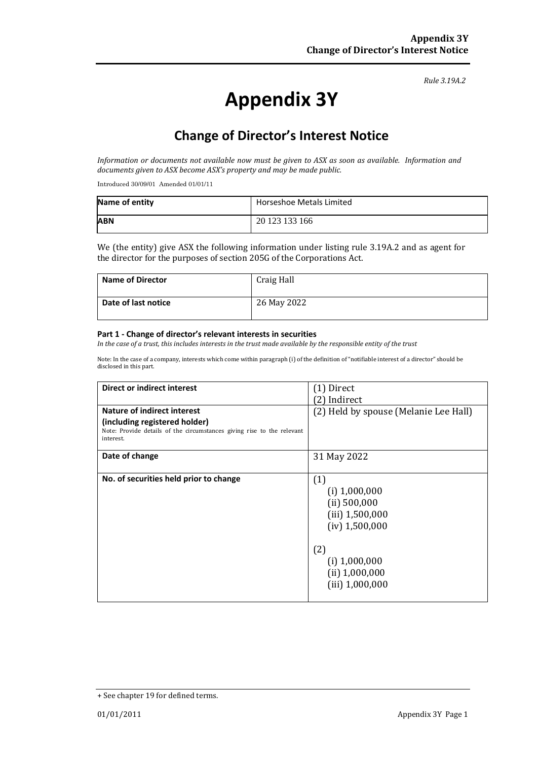*Rule 3.19A.2*

# Appendix 3Y

## Change of Director's Interest Notice

*Information or documents not available now must be given to ASX as soon as available. Information and documents given to ASX become ASX's property and may be made public.*

Introduced 30/09/01 Amended 01/01/11

| **Name of entity** | Horseshoe Metals Limited |
|---|---|
| **ABN** | 20 123 133 166 |

We (the entity) give ASX the following information under listing rule 3.19A.2 and as agent for the director for the purposes of section 205G of the Corporations Act.

| **Name of Director** | Craig Hall |
|---|---|
| **Date of last notice** | 26 May 2022 |

#### Part 1 - Change of director's relevant interests in securities

*In the case of a trust, this includes interests in the trust made available by the responsible entity of the trust*

Note: In the case of a company, interests which come within paragraph (i) of the definition of "notifiable interest of a director" should be disclosed in this part.

| **Direct or indirect interest** | (1) Direct<br>(2) Indirect |
|---|---|
| **Nature of indirect interest (including registered holder)**<br>Note: Provide details of the circumstances giving rise to the relevant interest. | (2) Held by spouse (Melanie Lee Hall) |
| **Date of change** | 31 May 2022 |
| **No. of securities held prior to change** | (1)<br>(i) 1,000,000<br>(ii) 500,000<br>(iii) 1,500,000<br>(iv) 1,500,000<br><br>(2)<br>(i) 1,000,000<br>(ii) 1,000,000<br>(iii) 1,000,000 |

+ See chapter 19 for defined terms.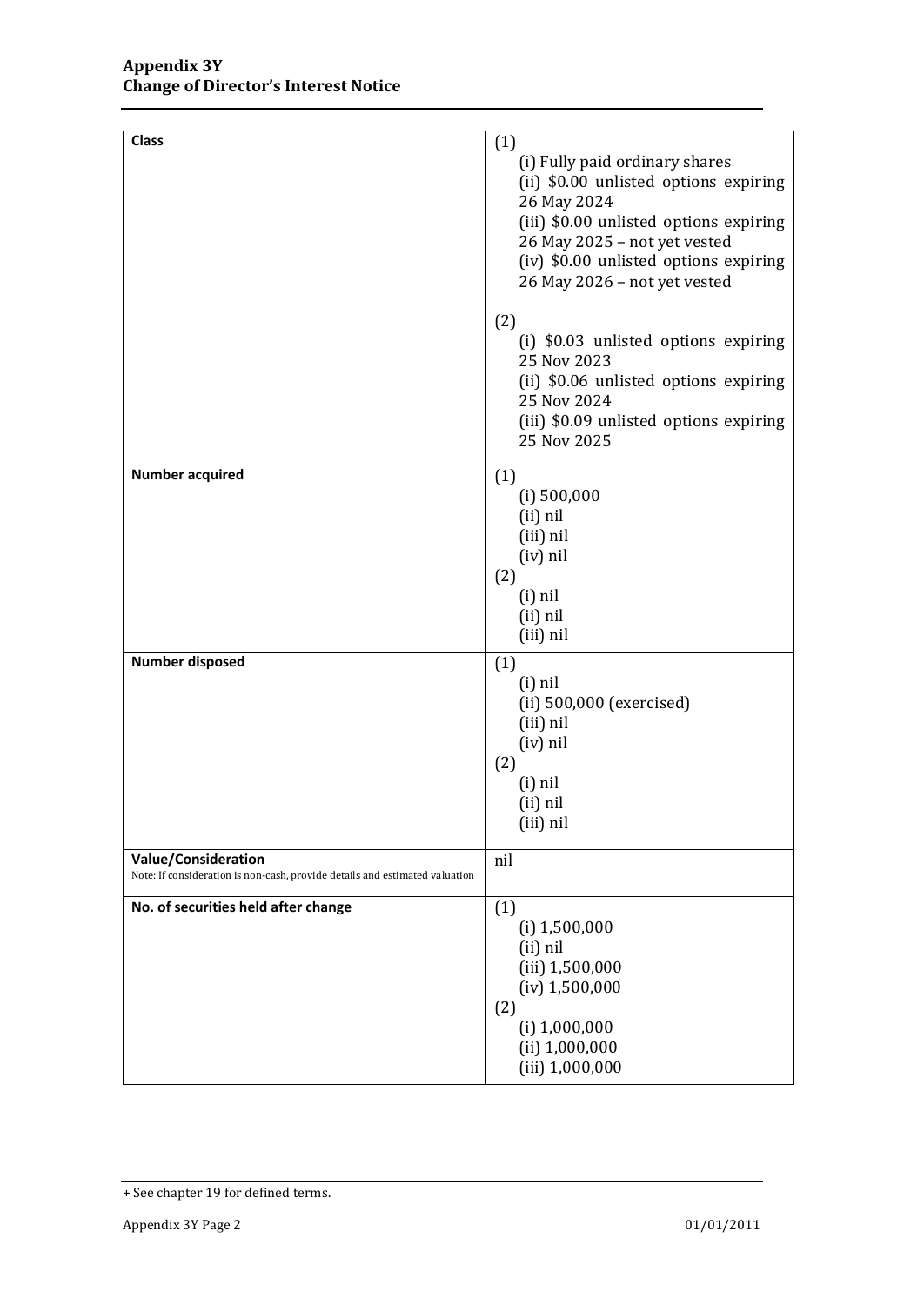| | |
|---|---|
| **Class** | (1)<br>(i) Fully paid ordinary shares<br>(ii) $0.00 unlisted options expiring 26 May 2024<br>(iii) $0.00 unlisted options expiring 26 May 2025 – not yet vested<br>(iv) $0.00 unlisted options expiring 26 May 2026 – not yet vested<br><br>(2)<br>(i) $0.03 unlisted options expiring 25 Nov 2023<br>(ii) $0.06 unlisted options expiring 25 Nov 2024<br>(iii) $0.09 unlisted options expiring 25 Nov 2025 |
| **Number acquired** | (1)<br>(i) 500,000<br>(ii) nil<br>(iii) nil<br>(iv) nil<br>(2)<br>(i) nil<br>(ii) nil<br>(iii) nil |
| **Number disposed** | (1)<br>(i) nil<br>(ii) 500,000 (exercised)<br>(iii) nil<br>(iv) nil<br>(2)<br>(i) nil<br>(ii) nil<br>(iii) nil |
| **Value/Consideration**<br>Note: If consideration is non-cash, provide details and estimated valuation | nil |
| **No. of securities held after change** | (1)<br>(i) 1,500,000<br>(ii) nil<br>(iii) 1,500,000<br>(iv) 1,500,000<br>(2)<br>(i) 1,000,000<br>(ii) 1,000,000<br>(iii) 1,000,000 |

+ See chapter 19 for defined terms.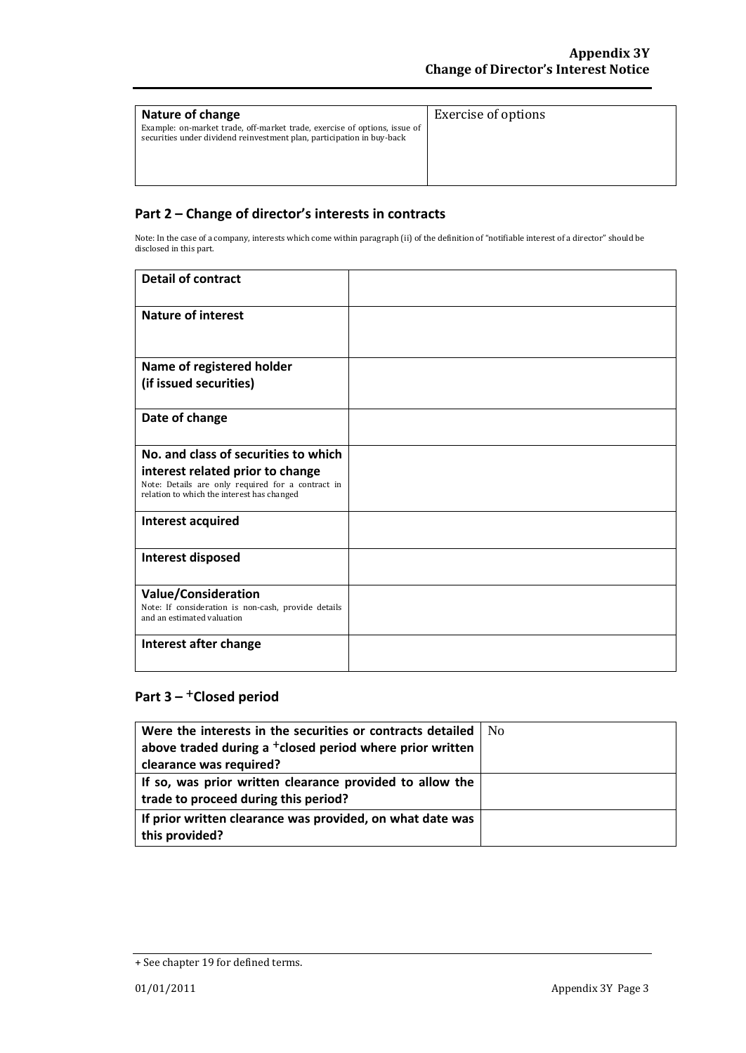| | |
|---|---|
| **Nature of change**<br>Example: on-market trade, off-market trade, exercise of options, issue of securities under dividend reinvestment plan, participation in buy-back | Exercise of options |

## Part 2 – Change of director's interests in contracts

Note: In the case of a company, interests which come within paragraph (ii) of the definition of "notifiable interest of a director" should be disclosed in this part.

| | |
|---|---|
| **Detail of contract** | |
| **Nature of interest** | |
| **Name of registered holder (if issued securities)** | |
| **Date of change** | |
| **No. and class of securities to which interest related prior to change**<br>Note: Details are only required for a contract in relation to which the interest has changed | |
| **Interest acquired** | |
| **Interest disposed** | |
| **Value/Consideration**<br>Note: If consideration is non-cash, provide details and an estimated valuation | |
| **Interest after change** | |

## Part 3 – +Closed period

| | |
|---|---|
| **Were the interests in the securities or contracts detailed above traded during a +closed period where prior written clearance was required?** | No |
| **If so, was prior written clearance provided to allow the trade to proceed during this period?** | |
| **If prior written clearance was provided, on what date was this provided?** | |

+ See chapter 19 for defined terms.